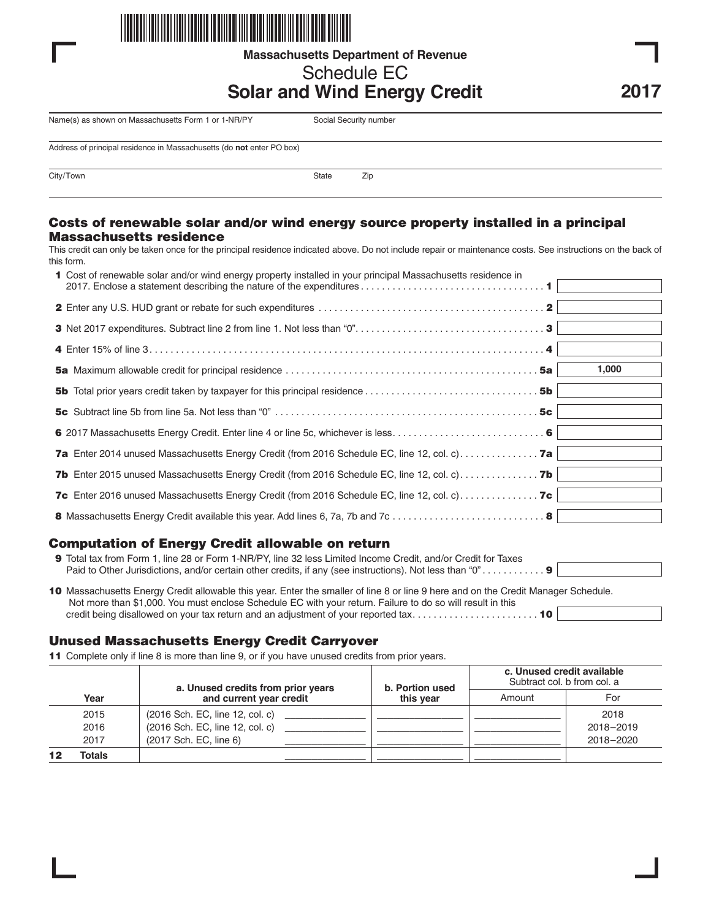Massachusetts Department of Revenue

# Schedule EC
# Solar and Wind Energy Credit

**2017**

Name(s) as shown on Massachusetts Form 1 or 1-NR/PY | Social Security number

Address of principal residence in Massachusetts (do **not** enter PO box)

City/Town | State | Zip

## Costs of renewable solar and/or wind energy source property installed in a principal Massachusetts residence

This credit can only be taken once for the principal residence indicated above. Do not include repair or maintenance costs. See instructions on the back of this form.

**1** Cost of renewable solar and/or wind energy property installed in your principal Massachusetts residence in 2017. Enclose a statement describing the nature of the expenditures . . . . . **1**

**2** Enter any U.S. HUD grant or rebate for such expenditures . . . . . **2**

**3** Net 2017 expenditures. Subtract line 2 from line 1. Not less than "0". . . . . **3**

**4** Enter 15% of line 3. . . . . **4**

**5a** Maximum allowable credit for principal residence . . . . . **5a** 1,000

**5b** Total prior years credit taken by taxpayer for this principal residence . . . . . **5b**

**5c** Subtract line 5b from line 5a. Not less than "0" . . . . . **5c**

**6** 2017 Massachusetts Energy Credit. Enter line 4 or line 5c, whichever is less. . . . . **6**

**7a** Enter 2014 unused Massachusetts Energy Credit (from 2016 Schedule EC, line 12, col. c). . . . . **7a**

**7b** Enter 2015 unused Massachusetts Energy Credit (from 2016 Schedule EC, line 12, col. c). . . . . **7b**

**7c** Enter 2016 unused Massachusetts Energy Credit (from 2016 Schedule EC, line 12, col. c). . . . . **7c**

**8** Massachusetts Energy Credit available this year. Add lines 6, 7a, 7b and 7c . . . . . **8**

## Computation of Energy Credit allowable on return

**9** Total tax from Form 1, line 28 or Form 1-NR/PY, line 32 less Limited Income Credit, and/or Credit for Taxes Paid to Other Jurisdictions, and/or certain other credits, if any (see instructions). Not less than "0" . . . . . **9**

**10** Massachusetts Energy Credit allowable this year. Enter the smaller of line 8 or line 9 here and on the Credit Manager Schedule. Not more than $1,000. You must enclose Schedule EC with your return. Failure to do so will result in this credit being disallowed on your tax return and an adjustment of your reported tax. . . . . **10**

## Unused Massachusetts Energy Credit Carryover

**11** Complete only if line 8 is more than line 9, or if you have unused credits from prior years.

| Year | a. Unused credits from prior years and current year credit | | b. Portion used this year | c. Unused credit available (Subtract col. b from col. a) Amount | For |
|---|---|---|---|---|---|
| 2015 | (2016 Sch. EC, line 12, col. c) | | | | 2018 |
| 2016 | (2016 Sch. EC, line 12, col. c) | | | | 2018–2019 |
| 2017 | (2017 Sch. EC, line 6) | | | | 2018–2020 |
| **12 Totals** | | | | | |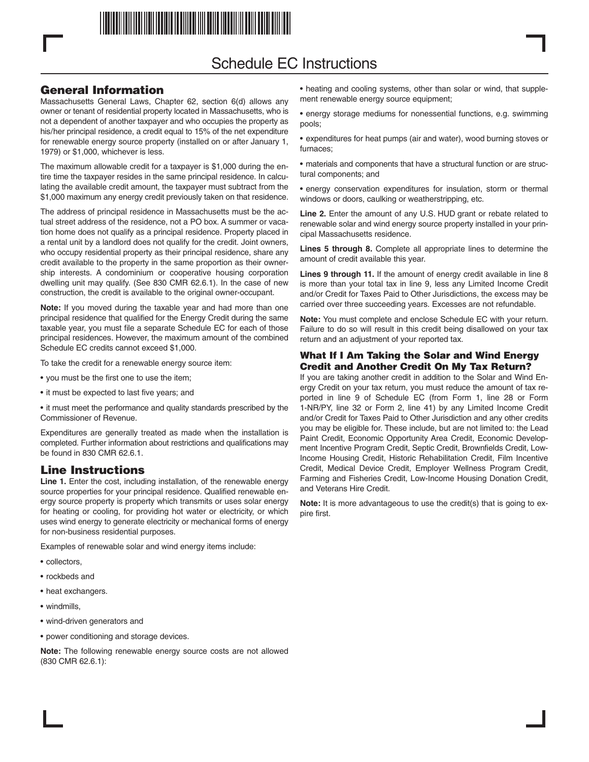# Schedule EC Instructions

## General Information

Massachusetts General Laws, Chapter 62, section 6(d) allows any owner or tenant of residential property located in Massachusetts, who is not a dependent of another taxpayer and who occupies the property as his/her principal residence, a credit equal to 15% of the net expenditure for renewable energy source property (installed on or after January 1, 1979) or $1,000, whichever is less.

The maximum allowable credit for a taxpayer is $1,000 during the entire time the taxpayer resides in the same principal residence. In calculating the available credit amount, the taxpayer must subtract from the $1,000 maximum any energy credit previously taken on that residence.

The address of principal residence in Massachusetts must be the actual street address of the residence, not a PO box. A summer or vacation home does not qualify as a principal residence. Property placed in a rental unit by a landlord does not qualify for the credit. Joint owners, who occupy residential property as their principal residence, share any credit available to the property in the same proportion as their ownership interests. A condominium or cooperative housing corporation dwelling unit may qualify. (See 830 CMR 62.6.1). In the case of new construction, the credit is available to the original owner-occupant.

**Note:** If you moved during the taxable year and had more than one principal residence that qualified for the Energy Credit during the same taxable year, you must file a separate Schedule EC for each of those principal residences. However, the maximum amount of the combined Schedule EC credits cannot exceed $1,000.

To take the credit for a renewable energy source item:

- you must be the first one to use the item;
- it must be expected to last five years; and
- it must meet the performance and quality standards prescribed by the Commissioner of Revenue.

Expenditures are generally treated as made when the installation is completed. Further information about restrictions and qualifications may be found in 830 CMR 62.6.1.

## Line Instructions

**Line 1.** Enter the cost, including installation, of the renewable energy source properties for your principal residence. Qualified renewable energy source property is property which transmits or uses solar energy for heating or cooling, for providing hot water or electricity, or which uses wind energy to generate electricity or mechanical forms of energy for non-business residential purposes.

Examples of renewable solar and wind energy items include:

- collectors,
- rockbeds and
- heat exchangers.
- windmills,
- wind-driven generators and
- power conditioning and storage devices.

**Note:** The following renewable energy source costs are not allowed (830 CMR 62.6.1):

- heating and cooling systems, other than solar or wind, that supplement renewable energy source equipment;
- energy storage mediums for nonessential functions, e.g. swimming pools;
- expenditures for heat pumps (air and water), wood burning stoves or furnaces;
- materials and components that have a structural function or are structural components; and
- energy conservation expenditures for insulation, storm or thermal windows or doors, caulking or weatherstripping, etc.

**Line 2.** Enter the amount of any U.S. HUD grant or rebate related to renewable solar and wind energy source property installed in your principal Massachusetts residence.

**Lines 5 through 8.** Complete all appropriate lines to determine the amount of credit available this year.

**Lines 9 through 11.** If the amount of energy credit available in line 8 is more than your total tax in line 9, less any Limited Income Credit and/or Credit for Taxes Paid to Other Jurisdictions, the excess may be carried over three succeeding years. Excesses are not refundable.

**Note:** You must complete and enclose Schedule EC with your return. Failure to do so will result in this credit being disallowed on your tax return and an adjustment of your reported tax.

### What If I Am Taking the Solar and Wind Energy Credit and Another Credit On My Tax Return?

If you are taking another credit in addition to the Solar and Wind Energy Credit on your tax return, you must reduce the amount of tax reported in line 9 of Schedule EC (from Form 1, line 28 or Form 1-NR/PY, line 32 or Form 2, line 41) by any Limited Income Credit and/or Credit for Taxes Paid to Other Jurisdiction and any other credits you may be eligible for. These include, but are not limited to: the Lead Paint Credit, Economic Opportunity Area Credit, Economic Development Incentive Program Credit, Septic Credit, Brownfields Credit, Low-Income Housing Credit, Historic Rehabilitation Credit, Film Incentive Credit, Medical Device Credit, Employer Wellness Program Credit, Farming and Fisheries Credit, Low-Income Housing Donation Credit, and Veterans Hire Credit.

**Note:** It is more advantageous to use the credit(s) that is going to expire first.